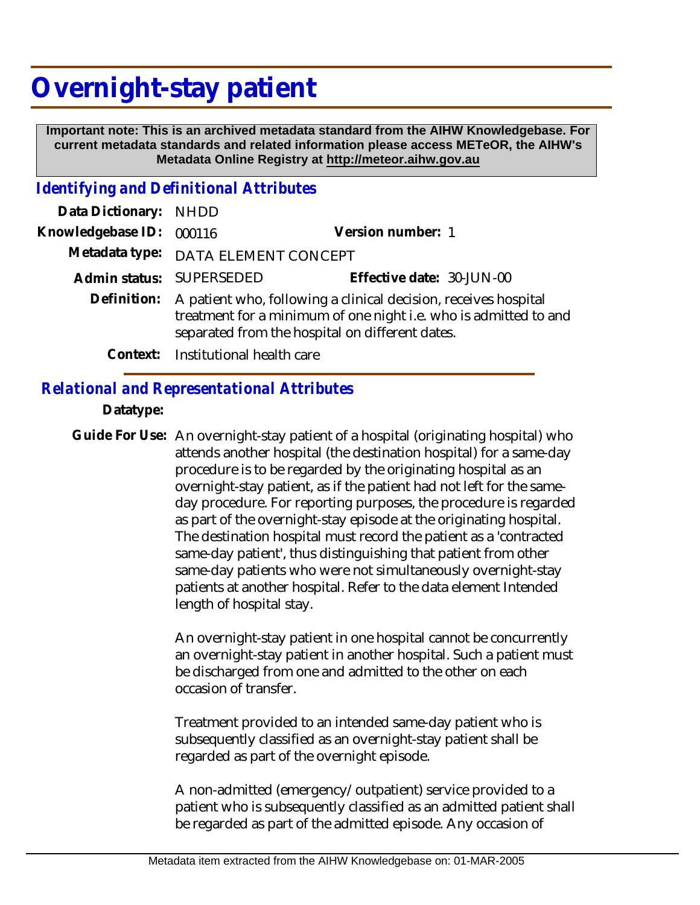# Overnight-stay patient

**Important note: This is an archived metadata standard from the AIHW Knowledgebase. For current metadata standards and related information please access METeOR, the AIHW's Metadata Online Registry at http://meteor.aihw.gov.au**

## *Identifying and Definitional Attributes*

**Data Dictionary:** NHDD

**Knowledgebase ID:** 000116 **Version number:** 1

**Metadata type:** DATA ELEMENT CONCEPT

**Admin status:** SUPERSEDED **Effective date:** 30-JUN-00

**Definition:** A patient who, following a clinical decision, receives hospital treatment for a minimum of one night i.e. who is admitted to and separated from the hospital on different dates.

**Context:** Institutional health care

## *Relational and Representational Attributes*

**Datatype:**

**Guide For Use:** An overnight-stay patient of a hospital (originating hospital) who attends another hospital (the destination hospital) for a same-day procedure is to be regarded by the originating hospital as an overnight-stay patient, as if the patient had not left for the same-day procedure. For reporting purposes, the procedure is regarded as part of the overnight-stay episode at the originating hospital. The destination hospital must record the patient as a 'contracted same-day patient', thus distinguishing that patient from other same-day patients who were not simultaneously overnight-stay patients at another hospital. Refer to the data element Intended length of hospital stay.

An overnight-stay patient in one hospital cannot be concurrently an overnight-stay patient in another hospital. Such a patient must be discharged from one and admitted to the other on each occasion of transfer.

Treatment provided to an intended same-day patient who is subsequently classified as an overnight-stay patient shall be regarded as part of the overnight episode.

A non-admitted (emergency/outpatient) service provided to a patient who is subsequently classified as an admitted patient shall be regarded as part of the admitted episode. Any occasion of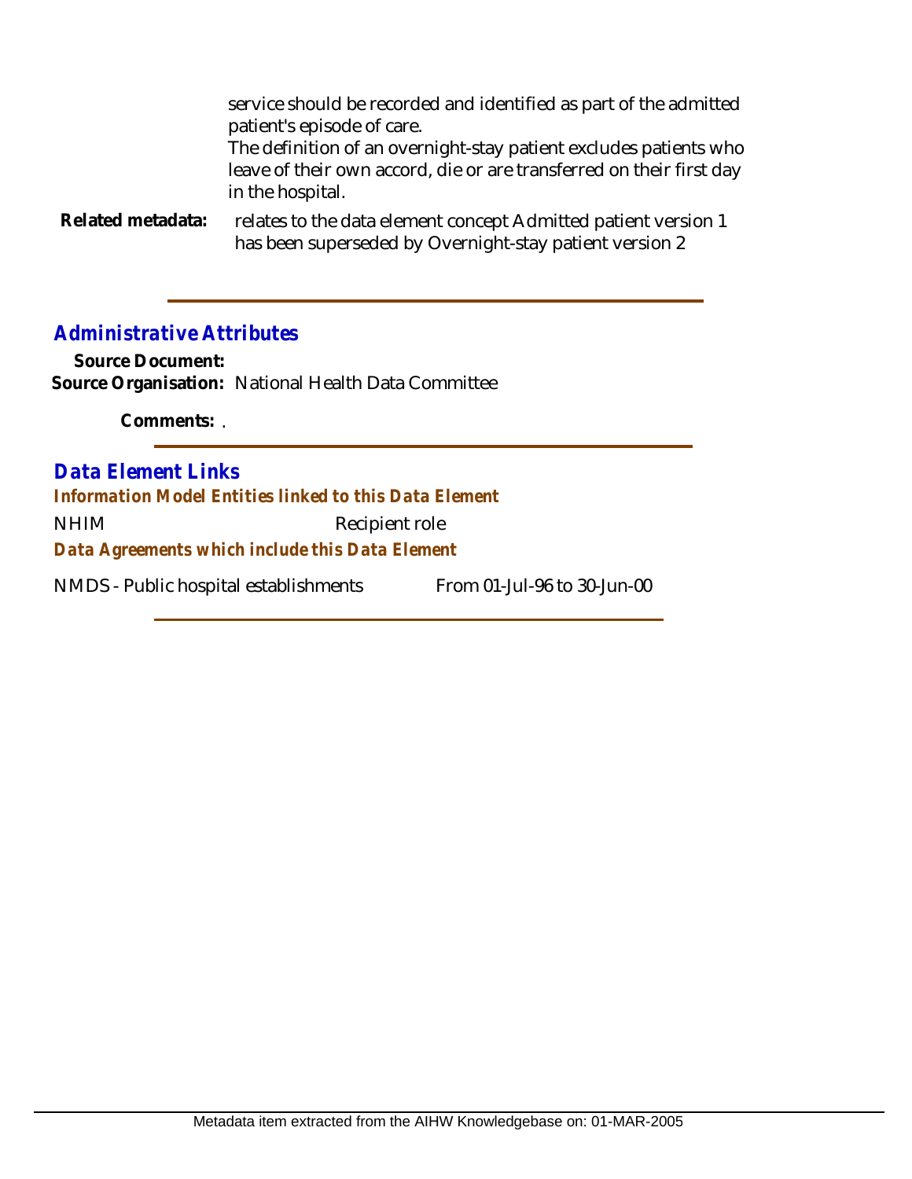service should be recorded and identified as part of the admitted patient's episode of care.
The definition of an overnight-stay patient excludes patients who leave of their own accord, die or are transferred on their first day in the hospital.

**Related metadata:** relates to the data element concept Admitted patient version 1
has been superseded by Overnight-stay patient version 2

## Administrative Attributes

**Source Document:**

**Source Organisation:** National Health Data Committee

**Comments:** .

## Data Element Links

### Information Model Entities linked to this Data Element

NHIM Recipient role

### Data Agreements which include this Data Element

NMDS - Public hospital establishments From 01-Jul-96 to 30-Jun-00

Metadata item extracted from the AIHW Knowledgebase on: 01-MAR-2005